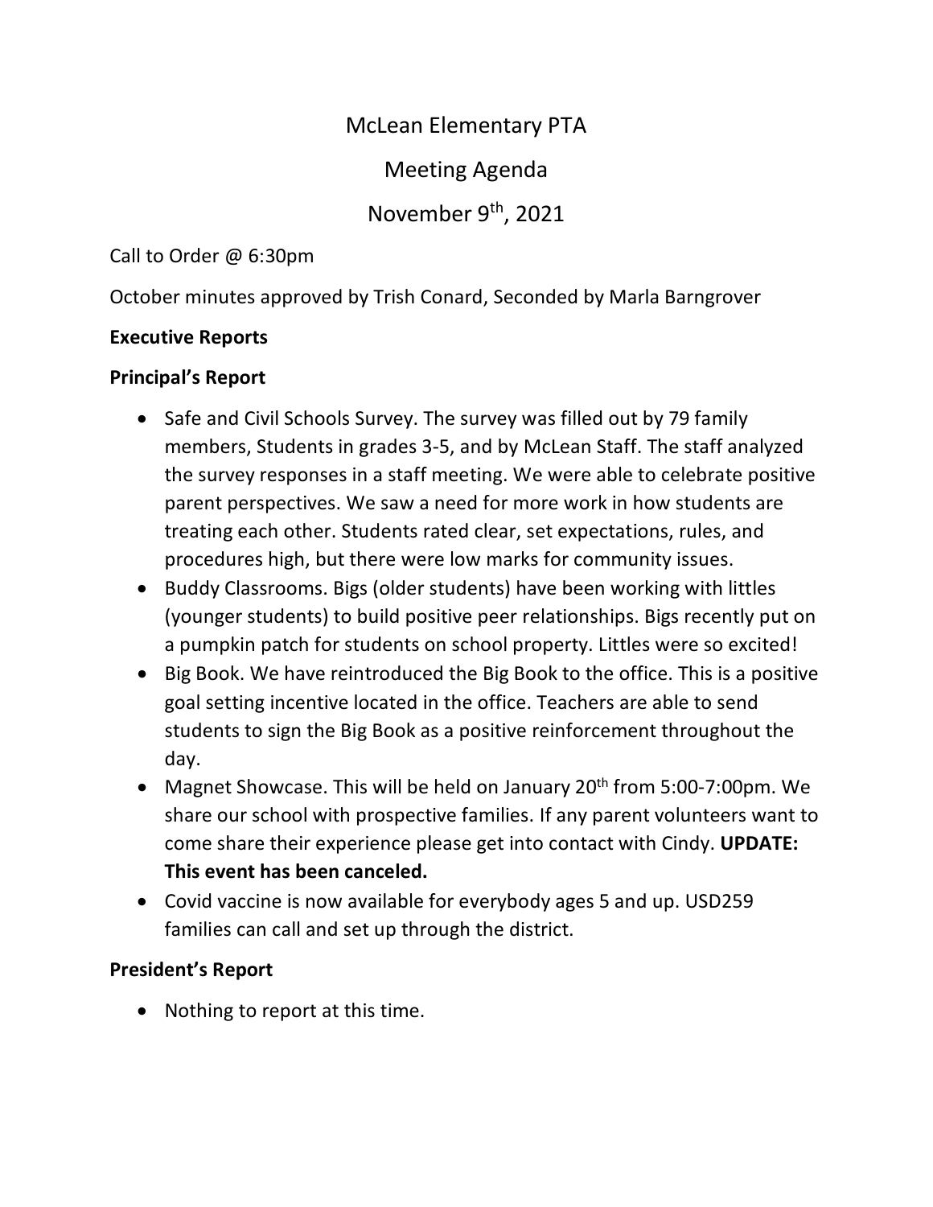# McLean Elementary PTA

## Meeting Agenda

## November 9th, 2021

Call to Order @ 6:30pm

October minutes approved by Trish Conard, Seconded by Marla Barngrover

**Executive Reports**

**Principal's Report**

- Safe and Civil Schools Survey. The survey was filled out by 79 family members, Students in grades 3-5, and by McLean Staff. The staff analyzed the survey responses in a staff meeting. We were able to celebrate positive parent perspectives. We saw a need for more work in how students are treating each other. Students rated clear, set expectations, rules, and procedures high, but there were low marks for community issues.
- Buddy Classrooms. Bigs (older students) have been working with littles (younger students) to build positive peer relationships. Bigs recently put on a pumpkin patch for students on school property. Littles were so excited!
- Big Book. We have reintroduced the Big Book to the office. This is a positive goal setting incentive located in the office. Teachers are able to send students to sign the Big Book as a positive reinforcement throughout the day.
- Magnet Showcase. This will be held on January 20th from 5:00-7:00pm. We share our school with prospective families. If any parent volunteers want to come share their experience please get into contact with Cindy. **UPDATE: This event has been canceled.**
- Covid vaccine is now available for everybody ages 5 and up. USD259 families can call and set up through the district.

**President's Report**

- Nothing to report at this time.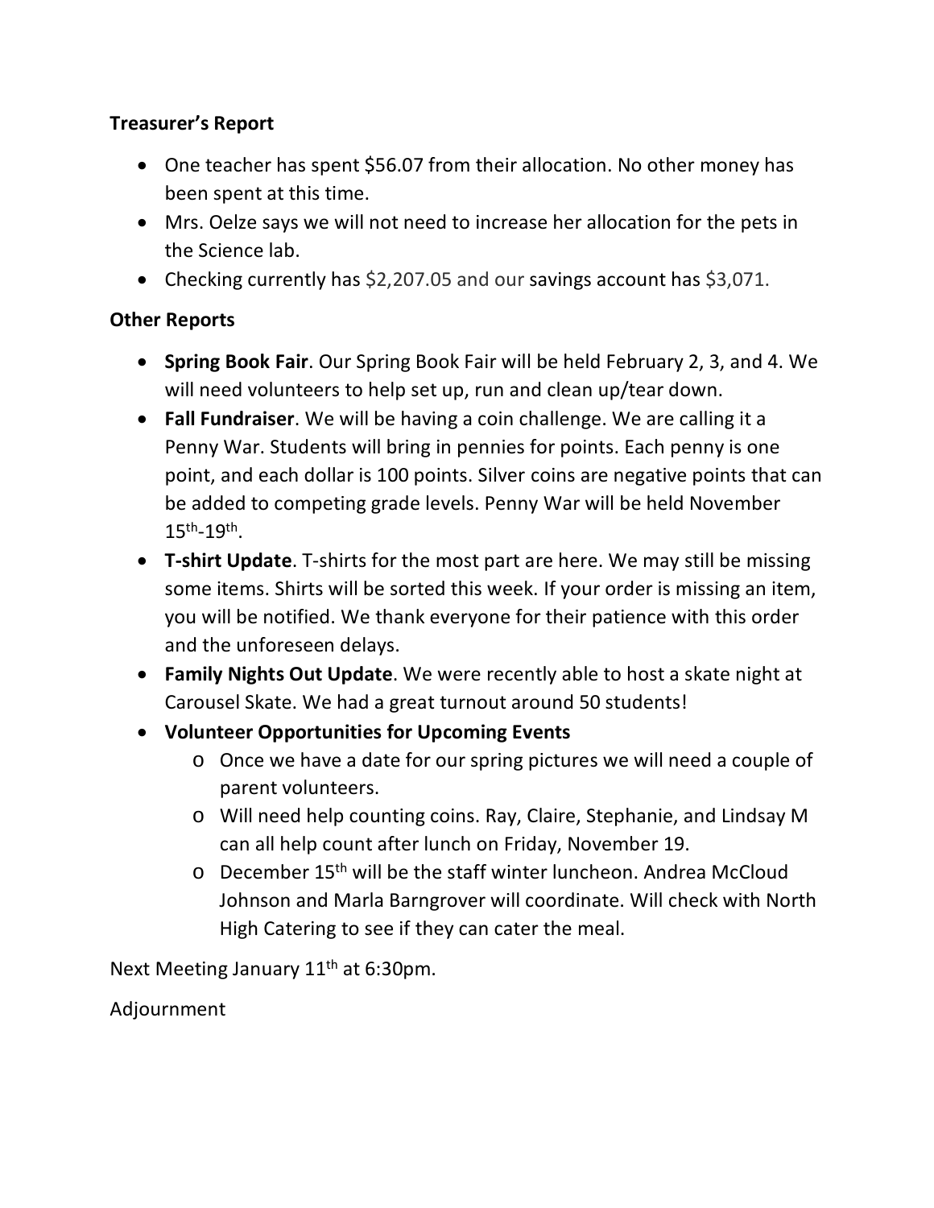**Treasurer's Report**

- One teacher has spent $56.07 from their allocation. No other money has been spent at this time.
- Mrs. Oelze says we will not need to increase her allocation for the pets in the Science lab.
- Checking currently has $2,207.05 and our savings account has $3,071.

**Other Reports**

- **Spring Book Fair**. Our Spring Book Fair will be held February 2, 3, and 4. We will need volunteers to help set up, run and clean up/tear down.
- **Fall Fundraiser**. We will be having a coin challenge. We are calling it a Penny War. Students will bring in pennies for points. Each penny is one point, and each dollar is 100 points. Silver coins are negative points that can be added to competing grade levels. Penny War will be held November 15th-19th.
- **T-shirt Update**. T-shirts for the most part are here. We may still be missing some items. Shirts will be sorted this week. If your order is missing an item, you will be notified. We thank everyone for their patience with this order and the unforeseen delays.
- **Family Nights Out Update**. We were recently able to host a skate night at Carousel Skate. We had a great turnout around 50 students!
- **Volunteer Opportunities for Upcoming Events**
  - Once we have a date for our spring pictures we will need a couple of parent volunteers.
  - Will need help counting coins. Ray, Claire, Stephanie, and Lindsay M can all help count after lunch on Friday, November 19.
  - December 15th will be the staff winter luncheon. Andrea McCloud Johnson and Marla Barngrover will coordinate. Will check with North High Catering to see if they can cater the meal.

Next Meeting January 11th at 6:30pm.

Adjournment